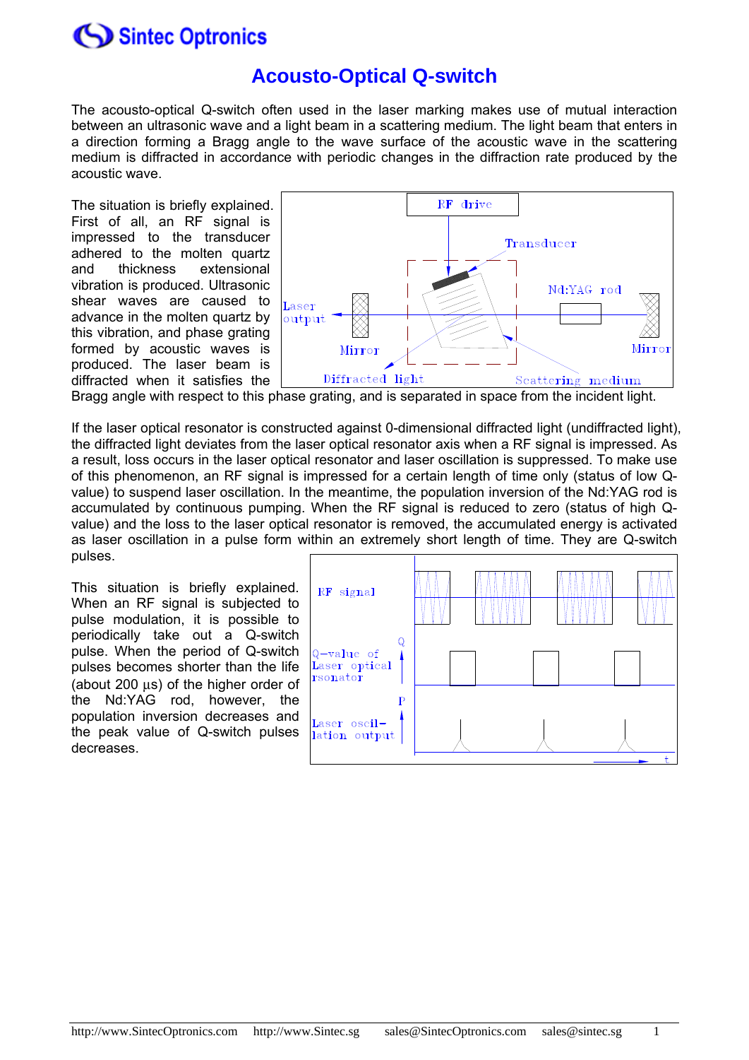# Acousto-Optical Q-switch

The acousto-optical Q-switch often used in the laser marking makes use of mutual interaction between an ultrasonic wave and a light beam in a scattering medium. The light beam that enters in a direction forming a Bragg angle to the wave surface of the acoustic wave in the scattering medium is diffracted in accordance with periodic changes in the diffraction rate produced by the acoustic wave.

The situation is briefly explained. First of all, an RF signal is impressed to the transducer adhered to the molten quartz and thickness extensional vibration is produced. Ultrasonic shear waves are caused to advance in the molten quartz by this vibration, and phase grating formed by acoustic waves is produced. The laser beam is diffracted when it satisfies the Bragg angle with respect to this phase grating, and is separated in space from the incident light.

RF drive
Transducer
Nd:YAG rod
Laser output
Mirror
Mirror
Diffracted light
Scattering medium

If the laser optical resonator is constructed against 0-dimensional diffracted light (undiffracted light), the diffracted light deviates from the laser optical resonator axis when a RF signal is impressed. As a result, loss occurs in the laser optical resonator and laser oscillation is suppressed. To make use of this phenomenon, an RF signal is impressed for a certain length of time only (status of low Q-value) to suspend laser oscillation. In the meantime, the population inversion of the Nd:YAG rod is accumulated by continuous pumping. When the RF signal is reduced to zero (status of high Q-value) and the loss to the laser optical resonator is removed, the accumulated energy is activated as laser oscillation in a pulse form within an extremely short length of time. They are Q-switch pulses.

This situation is briefly explained. When an RF signal is subjected to pulse modulation, it is possible to periodically take out a Q-switch pulse. When the period of Q-switch pulses becomes shorter than the life (about 200 µs) of the higher order of the Nd:YAG rod, however, the population inversion decreases and the peak value of Q-switch pulses decreases.

RF signal
Q-value of Laser optical rsonator
Q
Laser oscil-lation output
P
t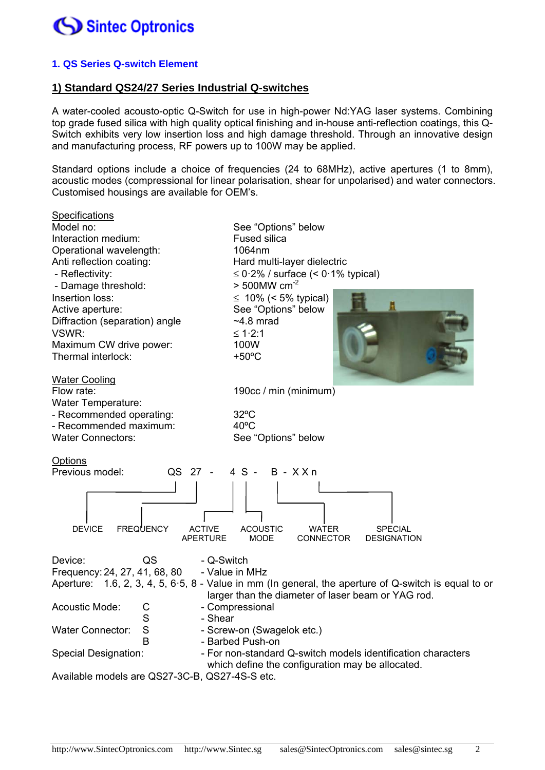## 1. QS Series Q-switch Element

### 1) Standard QS24/27 Series Industrial Q-switches

A water-cooled acousto-optic Q-Switch for use in high-power Nd:YAG laser systems. Combining top grade fused silica with high quality optical finishing and in-house anti-reflection coatings, this Q-Switch exhibits very low insertion loss and high damage threshold. Through an innovative design and manufacturing process, RF powers up to 100W may be applied.

Standard options include a choice of frequencies (24 to 68MHz), active apertures (1 to 8mm), acoustic modes (compressional for linear polarisation, shear for unpolarised) and water connectors. Customised housings are available for OEM's.

**Specifications**

| | |
|---|---|
| Model no: | See "Options" below |
| Interaction medium: | Fused silica |
| Operational wavelength: | 1064nm |
| Anti reflection coating: | Hard multi-layer dielectric |
| - Reflectivity: | ≤ 0·2% / surface (< 0·1% typical) |
| - Damage threshold: | > 500MW $cm^{-2}$ |
| Insertion loss: | ≤ 10% (< 5% typical) |
| Active aperture: | See "Options" below |
| Diffraction (separation) angle | ~4.8 mrad |
| VSWR: | ≤ 1·2:1 |
| Maximum CW drive power: | 100W |
| Thermal interlock: | +50ºC |

**Water Cooling**

| | |
|---|---|
| Flow rate: | 190cc / min (minimum) |
| Water Temperature: | |
| - Recommended operating: | 32ºC |
| - Recommended maximum: | 40ºC |
| Water Connectors: | See "Options" below |

**Options**

Previous model: QS 27 - 4 S - B - X X n

DEVICE (QS) — FREQUENCY (27) — ACTIVE APERTURE (4) — ACOUSTIC MODE (S) — WATER CONNECTOR (B) — SPECIAL DESIGNATION (X X n)

| | | |
|---|---|---|
| Device: | QS | - Q-Switch |
| Frequency: | 24, 27, 41, 68, 80 | - Value in MHz |
| Aperture: | 1.6, 2, 3, 4, 5, 6·5, 8 | - Value in mm (In general, the aperture of Q-switch is equal to or larger than the diameter of laser beam or YAG rod. |
| Acoustic Mode: | C | - Compressional |
| | S | - Shear |
| Water Connector: | S | - Screw-on (Swagelok etc.) |
| | B | - Barbed Push-on |
| Special Designation: | | - For non-standard Q-switch models identification characters which define the configuration may be allocated. |

Available models are QS27-3C-B, QS27-4S-S etc.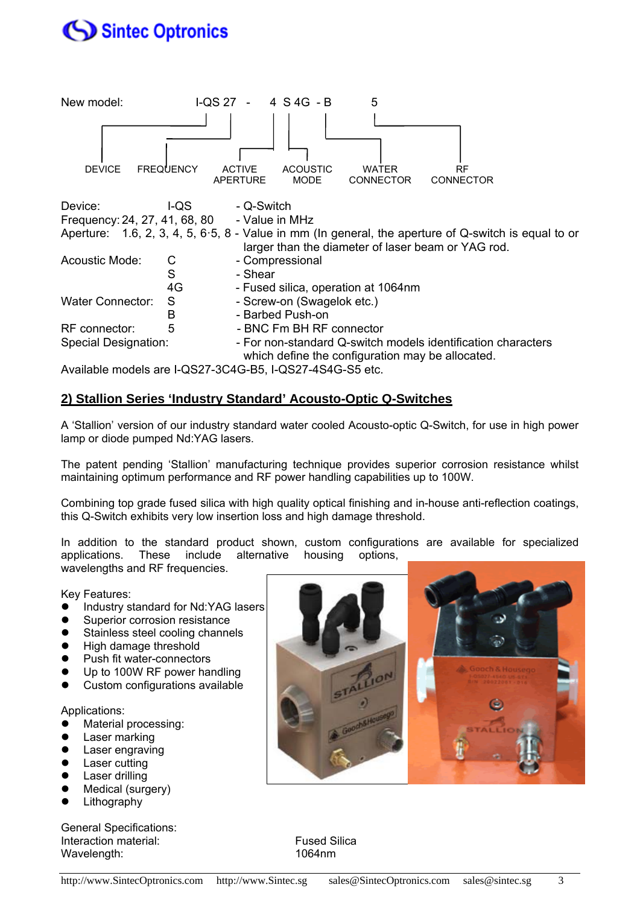New model: I-QS 27 - 4 S 4G - B 5

DEVICE | FREQUENCY | ACTIVE APERTURE | ACOUSTIC MODE | WATER CONNECTOR | RF CONNECTOR

| | | |
|---|---|---|
| Device: | I-QS | - Q-Switch |
| Frequency: | 24, 27, 41, 68, 80 | - Value in MHz |
| Aperture: | 1.6, 2, 3, 4, 5, 6·5, 8 | - Value in mm (In general, the aperture of Q-switch is equal to or larger than the diameter of laser beam or YAG rod. |
| Acoustic Mode: | C | - Compressional |
| | S | - Shear |
| | 4G | - Fused silica, operation at 1064nm |
| Water Connector: | S | - Screw-on (Swagelok etc.) |
| | B | - Barbed Push-on |
| RF connector: | 5 | - BNC Fm BH RF connector |
| Special Designation: | | - For non-standard Q-switch models identification characters which define the configuration may be allocated. |

Available models are I-QS27-3C4G-B5, I-QS27-4S4G-S5 etc.

## 2) Stallion Series 'Industry Standard' Acousto-Optic Q-Switches

A 'Stallion' version of our industry standard water cooled Acousto-optic Q-Switch, for use in high power lamp or diode pumped Nd:YAG lasers.

The patent pending 'Stallion' manufacturing technique provides superior corrosion resistance whilst maintaining optimum performance and RF power handling capabilities up to 100W.

Combining top grade fused silica with high quality optical finishing and in-house anti-reflection coatings, this Q-Switch exhibits very low insertion loss and high damage threshold.

In addition to the standard product shown, custom configurations are available for specialized applications. These include alternative housing options, wavelengths and RF frequencies.

Key Features:

- Industry standard for Nd:YAG lasers
- Superior corrosion resistance
- Stainless steel cooling channels
- High damage threshold
- Push fit water-connectors
- Up to 100W RF power handling
- Custom configurations available

Applications:

- Material processing:
- Laser marking
- Laser engraving
- Laser cutting
- Laser drilling
- Medical (surgery)
- Lithography

General Specifications:

| | |
|---|---|
| Interaction material: | Fused Silica |
| Wavelength: | 1064nm |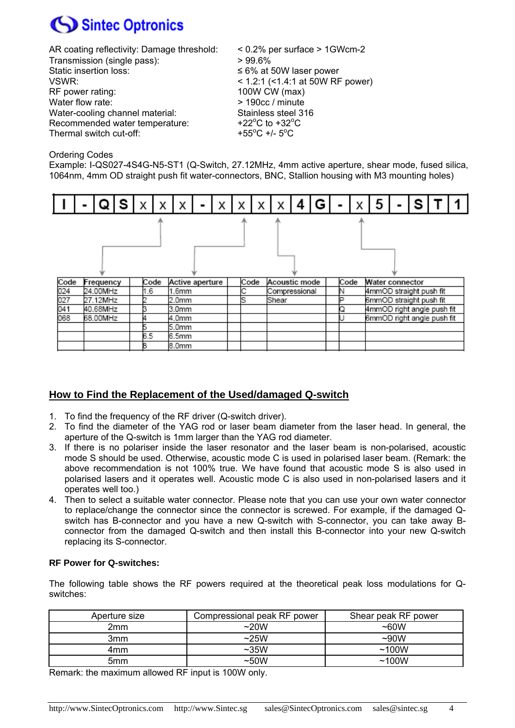| | |
|---|---|
| AR coating reflectivity: Damage threshold: | < 0.2% per surface > 1GWcm-2 |
| Transmission (single pass): | > 99.6% |
| Static insertion loss: | ≤ 6% at 50W laser power |
| VSWR: | < 1.2:1 (<1.4:1 at 50W RF power) |
| RF power rating: | 100W CW (max) |
| Water flow rate: | > 190cc / minute |
| Water-cooling channel material: | Stainless steel 316 |
| Recommended water temperature: | +22°C to +32°C |
| Thermal switch cut-off: | +55°C +/- 5°C |

Ordering Codes

Example: I-QS027-4S4G-N5-ST1 (Q-Switch, 27.12MHz, 4mm active aperture, shear mode, fused silica, 1064nm, 4mm OD straight push fit water-connectors, BNC, Stallion housing with M3 mounting holes)

| I | - | Q | S | x | x | x | - | x | x | x | x | 4 | G | - | x | 5 | - | S | T | 1 |
|---|---|---|---|---|---|---|---|---|---|---|---|---|---|---|---|---|---|---|---|---|

| Code | Frequency |
|---|---|
| 024 | 24.00MHz |
| 027 | 27.12MHz |
| 041 | 40.68MHz |
| 068 | 68.00MHz |

| Code | Active aperture |
|---|---|
| 1.6 | 1.6mm |
| 2 | 2.0mm |
| 3 | 3.0mm |
| 4 | 4.0mm |
| 5 | 5.0mm |
| 6.5 | 6.5mm |
| 8 | 8.0mm |

| Code | Acoustic mode |
|---|---|
| C | Compressional |
| S | Shear |

| Code | Water connector |
|---|---|
| N | 4mmOD straight push fit |
| P | 6mmOD straight push fit |
| Q | 4mmOD right angle push fit |
| U | 6mmOD right angle push fit |

## How to Find the Replacement of the Used/damaged Q-switch

1. To find the frequency of the RF driver (Q-switch driver).
2. To find the diameter of the YAG rod or laser beam diameter from the laser head. In general, the aperture of the Q-switch is 1mm larger than the YAG rod diameter.
3. If there is no polariser inside the laser resonator and the laser beam is non-polarised, acoustic mode S should be used. Otherwise, acoustic mode C is used in polarised laser beam. (Remark: the above recommendation is not 100% true. We have found that acoustic mode S is also used in polarised lasers and it operates well. Acoustic mode C is also used in non-polarised lasers and it operates well too.)
4. Then to select a suitable water connector. Please note that you can use your own water connector to replace/change the connector since the connector is screwed. For example, if the damaged Q-switch has B-connector and you have a new Q-switch with S-connector, you can take away B-connector from the damaged Q-switch and then install this B-connector into your new Q-switch replacing its S-connector.

**RF Power for Q-switches:**

The following table shows the RF powers required at the theoretical peak loss modulations for Q-switches:

| Aperture size | Compressional peak RF power | Shear peak RF power |
|---|---|---|
| 2mm | ~20W | ~60W |
| 3mm | ~25W | ~90W |
| 4mm | ~35W | ~100W |
| 5mm | ~50W | ~100W |

Remark: the maximum allowed RF input is 100W only.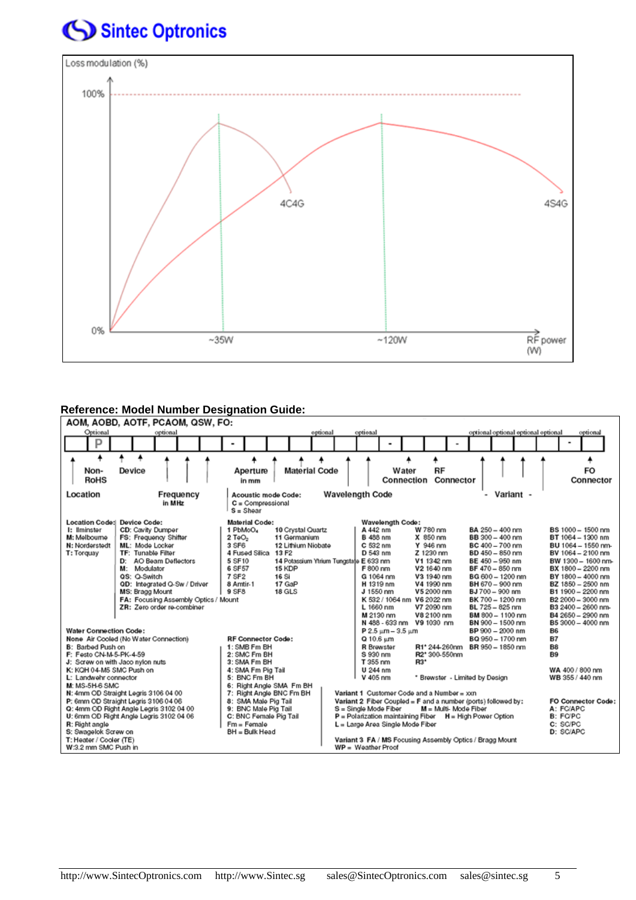Loss modulation (%)

100%

0%

~35W

~120W

4C4G

4S4G

RF power (W)

**Reference: Model Number Designation Guide:**

**AOM, AOBD, AOTF, PCAOM, QSW, FO:**

Optional — P — optional — optional — optional — optional optional optional optional — optional

Location | Non-RoHS | Device | Frequency in MHz | Aperture in mm | Acoustic mode Code: C = Compressional, S = Shear | Material Code | Wavelength Code | Water Connection | RF Connector | - Variant - | FO Connector

**Location Code:**
- I: Ilminster
- M: Melbourne
- N: Norderstedt
- T: Torquay

**Device Code:**
- CD: Cavity Dumper
- FS: Frequency Shifter
- ML: Mode Locker
- TF: Tunable Filter
- D: AO Beam Deflectors
- M: Modulator
- QS: Q-Switch
- QD: Integrated Q-Sw / Driver
- MS: Bragg Mount
- FA: Focusing Assembly Optics / Mount
- ZR: Zero order re-combiner

**Material Code:**

| | | | |
|---|---|---|---|
| 1 | $PbMoO_4$ | 10 | Crystal Quartz |
| 2 | $TeO_2$ | 11 | Germanium |
| 3 | SF6 | 12 | Lithium Niobate |
| 4 | Fused Silica | 13 | F2 |
| 5 | SF10 | 14 | Potassium Yttrium Tungstate |
| 6 | SF57 | 15 | KDP |
| 7 | SF2 | 16 | Si |
| 8 | Amtir-1 | 17 | GaP |
| 9 | SF8 | 18 | GLS |

**Wavelength Code:**

| | | | |
|---|---|---|---|
| A 442 nm | W 780 nm | BA 250 – 400 nm | BS 1000 – 1500 nm |
| B 488 nm | X 850 nm | BB 300 – 400 nm | BT 1064 – 1300 nm |
| C 532 nm | Y 946 nm | BC 400 – 700 nm | BU 1064 – 1550 nm |
| D 543 nm | Z 1230 nm | BD 450 – 850 nm | BV 1064 – 2100 nm |
| E 633 nm | V1 1342 nm | BE 450 – 950 nm | BW 1300 – 1600 nm |
| F 800 nm | V2 1640 nm | BF 470 – 850 nm | BX 1800 – 2200 nm |
| G 1064 nm | V3 1940 nm | BG 600 – 1200 nm | BY 1800 – 4000 nm |
| H 1319 nm | V4 1990 nm | BH 670 – 900 nm | BZ 1850 – 2500 nm |
| J 1550 nm | V5 2000 nm | BJ 700 – 900 nm | B1 1900 – 2200 nm |
| K 532 / 1064 nm | V6 2022 nm | BK 700 – 1200 nm | B2 2000 – 3000 nm |
| L 1660 nm | V7 2090 nm | BL 725 – 825 nm | B3 2400 – 2600 nm |
| M 2130 nm | V8 2100 nm | BM 800 – 1100 nm | B4 2650 – 2900 nm |
| N 488 - 633 nm | V9 1030 nm | BN 900 – 1500 nm | B5 3000 – 4000 nm |
| P 2.5 µm – 3.5 µm | | BP 900 – 2000 nm | B6 |
| Q 10.6 µm | | BQ 950 – 1700 nm | B7 |
| R Brewster | R1* 244-260nm | BR 950 – 1850 nm | B8 |
| S 930 nm | R2* 300-550nm | | B9 |
| T 355 nm | R3* | | |
| U 244 nm | | | WA 400 / 800 nm |
| V 405 nm | * Brewster - Limited by Design | | WB 355 / 440 nm |

**Water Connection Code:**
- None Air Cooled (No Water Connection)
- B: Barbed Push on
- F: Festo CN-M-5-PK-4-59
- J: Screw on with Jaco nylon nuts
- K: KQH 04-M5 SMC Push on
- L: Landwehr connector
- M: MS-5H-6 SMC
- N: 4mm OD Straight Legris 3106 04 00
- P: 6mm OD Straight Legris 3106 04 06
- Q: 4mm OD Right Angle Legris 3102 04 00
- U: 6mm OD Right Angle Legris 3102 04 06
- R: Right angle
- S: Swagelok Screw on
- T: Heater / Cooler (TE)
- W: 3.2 mm SMC Push in

**RF Connector Code:**
- 1: SMB Fm BH
- 2: SMC Fm BH
- 3: SMA Fm BH
- 4: SMA Fm Pig Tail
- 5: BNC Fm BH
- 6: Right Angle SMA Fm BH
- 7: Right Angle BNC Fm BH
- 8: SMA Male Pig Tail
- 9: BNC Male Pig Tail
- C: BNC Female Pig Tail
- Fm = Female
- BH = Bulk Head

**Variant 1** Customer Code and a Number = xxn
**Variant 2** Fiber Coupled = F and a number (ports) followed by:
S = Single Mode Fiber  M = Multi- Mode Fiber
P = Polarization maintaining Fiber  H = High Power Option
L = Large Area Single Mode Fiber

**Variant 3** FA / MS Focusing Assembly Optics / Bragg Mount
WP = Weather Proof

**FO Connector Code:**
- A: FC/APC
- B: FC/PC
- C: SC/PC
- D: SC/APC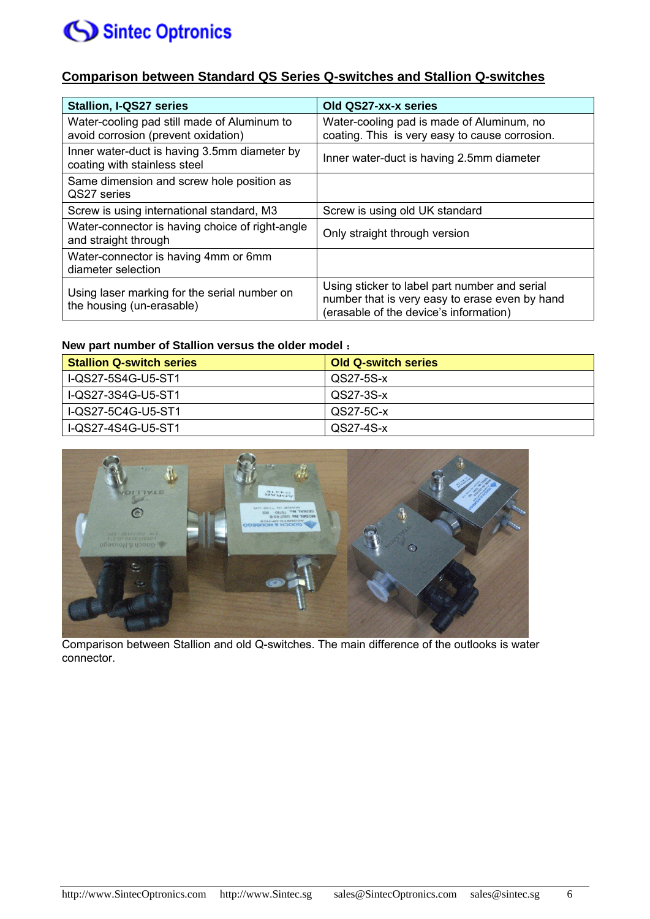## Comparison between Standard QS Series Q-switches and Stallion Q-switches

| Stallion, I-QS27 series | Old QS27-xx-x series |
|---|---|
| Water-cooling pad still made of Aluminum to avoid corrosion (prevent oxidation) | Water-cooling pad is made of Aluminum, no coating. This is very easy to cause corrosion. |
| Inner water-duct is having 3.5mm diameter by coating with stainless steel | Inner water-duct is having 2.5mm diameter |
| Same dimension and screw hole position as QS27 series | |
| Screw is using international standard, M3 | Screw is using old UK standard |
| Water-connector is having choice of right-angle and straight through | Only straight through version |
| Water-connector is having 4mm or 6mm diameter selection | |
| Using laser marking for the serial number on the housing (un-erasable) | Using sticker to label part number and serial number that is very easy to erase even by hand (erasable of the device's information) |

**New part number of Stallion versus the older model：**

| Stallion Q-switch series | Old Q-switch series |
|---|---|
| I-QS27-5S4G-U5-ST1 | QS27-5S-x |
| I-QS27-3S4G-U5-ST1 | QS27-3S-x |
| I-QS27-5C4G-U5-ST1 | QS27-5C-x |
| I-QS27-4S4G-U5-ST1 | QS27-4S-x |

Comparison between Stallion and old Q-switches. The main difference of the outlooks is water connector.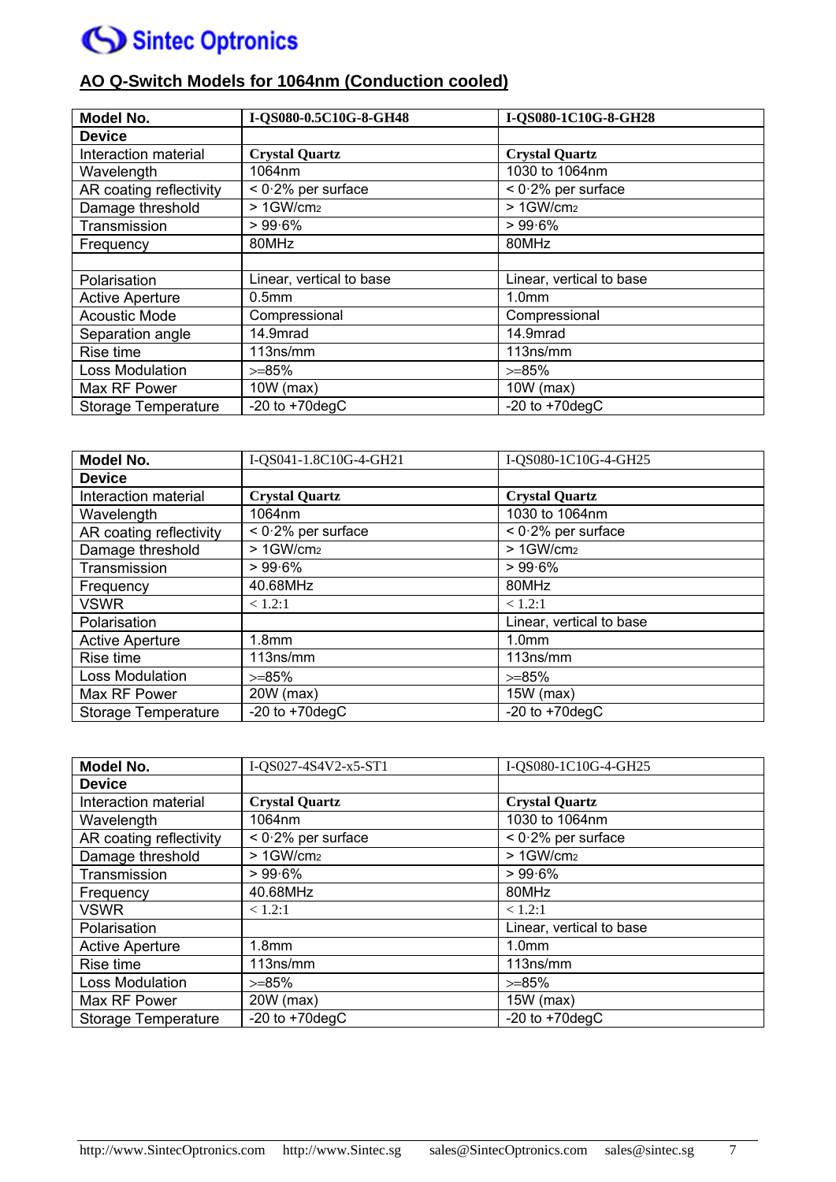## AO Q-Switch Models for 1064nm (Conduction cooled)

| Model No. | I-QS080-0.5C10G-8-GH48 | I-QS080-1C10G-8-GH28 |
|---|---|---|
| Device | | |
| Interaction material | **Crystal Quartz** | **Crystal Quartz** |
| Wavelength | 1064nm | 1030 to 1064nm |
| AR coating reflectivity | < 0·2% per surface | < 0·2% per surface |
| Damage threshold | > 1GW/cm2 | > 1GW/cm2 |
| Transmission | > 99·6% | > 99·6% |
| Frequency | 80MHz | 80MHz |
| | | |
| Polarisation | Linear, vertical to base | Linear, vertical to base |
| Active Aperture | 0.5mm | 1.0mm |
| Acoustic Mode | Compressional | Compressional |
| Separation angle | 14.9mrad | 14.9mrad |
| Rise time | 113ns/mm | 113ns/mm |
| Loss Modulation | >=85% | >=85% |
| Max RF Power | 10W (max) | 10W (max) |
| Storage Temperature | -20 to +70degC | -20 to +70degC |

| Model No. | I-QS041-1.8C10G-4-GH21 | I-QS080-1C10G-4-GH25 |
|---|---|---|
| Device | | |
| Interaction material | **Crystal Quartz** | **Crystal Quartz** |
| Wavelength | 1064nm | 1030 to 1064nm |
| AR coating reflectivity | < 0·2% per surface | < 0·2% per surface |
| Damage threshold | > 1GW/cm2 | > 1GW/cm2 |
| Transmission | > 99·6% | > 99·6% |
| Frequency | 40.68MHz | 80MHz |
| VSWR | < 1.2:1 | < 1.2:1 |
| Polarisation | | Linear, vertical to base |
| Active Aperture | 1.8mm | 1.0mm |
| Rise time | 113ns/mm | 113ns/mm |
| Loss Modulation | >=85% | >=85% |
| Max RF Power | 20W (max) | 15W (max) |
| Storage Temperature | -20 to +70degC | -20 to +70degC |

| Model No. | I-QS027-4S4V2-x5-ST1 | I-QS080-1C10G-4-GH25 |
|---|---|---|
| Device | | |
| Interaction material | **Crystal Quartz** | **Crystal Quartz** |
| Wavelength | 1064nm | 1030 to 1064nm |
| AR coating reflectivity | < 0·2% per surface | < 0·2% per surface |
| Damage threshold | > 1GW/cm2 | > 1GW/cm2 |
| Transmission | > 99·6% | > 99·6% |
| Frequency | 40.68MHz | 80MHz |
| VSWR | < 1.2:1 | < 1.2:1 |
| Polarisation | | Linear, vertical to base |
| Active Aperture | 1.8mm | 1.0mm |
| Rise time | 113ns/mm | 113ns/mm |
| Loss Modulation | >=85% | >=85% |
| Max RF Power | 20W (max) | 15W (max) |
| Storage Temperature | -20 to +70degC | -20 to +70degC |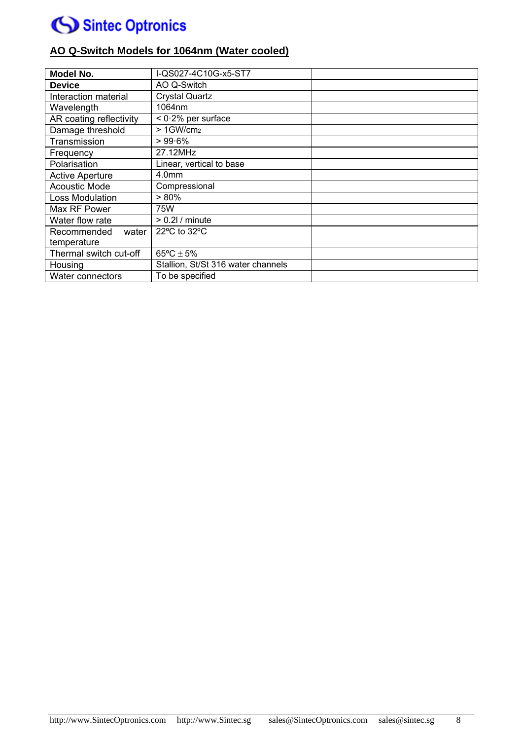## AO Q-Switch Models for 1064nm (Water cooled)

| **Model No.** | I-QS027-4C10G-x5-ST7 | |
|---|---|---|
| **Device** | AO Q-Switch | |
| Interaction material | Crystal Quartz | |
| Wavelength | 1064nm | |
| AR coating reflectivity | < 0·2% per surface | |
| Damage threshold | > 1GW/cm2 | |
| Transmission | > 99·6% | |
| Frequency | 27.12MHz | |
| Polarisation | Linear, vertical to base | |
| Active Aperture | 4.0mm | |
| Acoustic Mode | Compressional | |
| Loss Modulation | > 80% | |
| Max RF Power | 75W | |
| Water flow rate | > 0.2l / minute | |
| Recommended water temperature | 22ºC to 32ºC | |
| Thermal switch cut-off | 65ºC ± 5% | |
| Housing | Stallion, St/St 316 water channels | |
| Water connectors | To be specified | |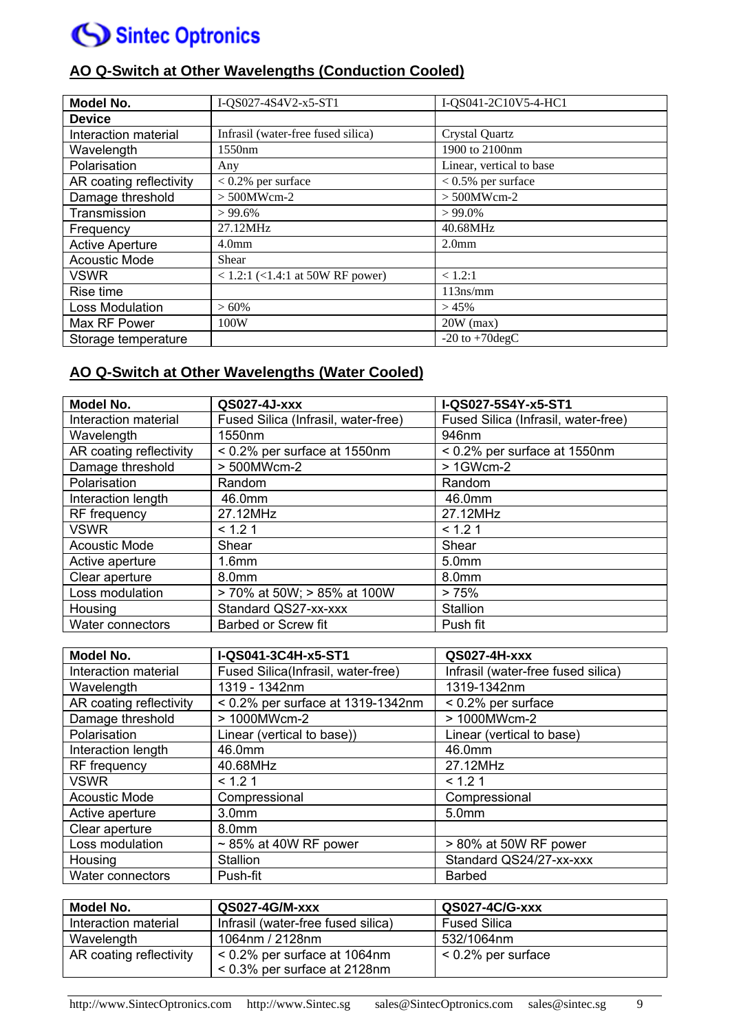## AO Q-Switch at Other Wavelengths (Conduction Cooled)

| Model No. | I-QS027-4S4V2-x5-ST1 | I-QS041-2C10V5-4-HC1 |
|---|---|---|
| **Device** | | |
| Interaction material | Infrasil (water-free fused silica) | Crystal Quartz |
| Wavelength | 1550nm | 1900 to 2100nm |
| Polarisation | Any | Linear, vertical to base |
| AR coating reflectivity | < 0.2% per surface | < 0.5% per surface |
| Damage threshold | > 500MWcm-2 | > 500MWcm-2 |
| Transmission | > 99.6% | > 99.0% |
| Frequency | 27.12MHz | 40.68MHz |
| Active Aperture | 4.0mm | 2.0mm |
| Acoustic Mode | Shear | |
| VSWR | < 1.2:1 (<1.4:1 at 50W RF power) | < 1.2:1 |
| Rise time | | 113ns/mm |
| Loss Modulation | > 60% | > 45% |
| Max RF Power | 100W | 20W (max) |
| Storage temperature | | -20 to +70degC |

## AO Q-Switch at Other Wavelengths (Water Cooled)

| Model No. | QS027-4J-xxx | I-QS027-5S4Y-x5-ST1 |
|---|---|---|
| Interaction material | Fused Silica (Infrasil, water-free) | Fused Silica (Infrasil, water-free) |
| Wavelength | 1550nm | 946nm |
| AR coating reflectivity | < 0.2% per surface at 1550nm | < 0.2% per surface at 1550nm |
| Damage threshold | > 500MWcm-2 | > 1GWcm-2 |
| Polarisation | Random | Random |
| Interaction length | 46.0mm | 46.0mm |
| RF frequency | 27.12MHz | 27.12MHz |
| VSWR | < 1.2 1 | < 1.2 1 |
| Acoustic Mode | Shear | Shear |
| Active aperture | 1.6mm | 5.0mm |
| Clear aperture | 8.0mm | 8.0mm |
| Loss modulation | > 70% at 50W; > 85% at 100W | > 75% |
| Housing | Standard QS27-xx-xxx | Stallion |
| Water connectors | Barbed or Screw fit | Push fit |

| Model No. | I-QS041-3C4H-x5-ST1 | QS027-4H-xxx |
|---|---|---|
| Interaction material | Fused Silica(Infrasil, water-free) | Infrasil (water-free fused silica) |
| Wavelength | 1319 - 1342nm | 1319-1342nm |
| AR coating reflectivity | < 0.2% per surface at 1319-1342nm | < 0.2% per surface |
| Damage threshold | > 1000MWcm-2 | > 1000MWcm-2 |
| Polarisation | Linear (vertical to base)) | Linear (vertical to base) |
| Interaction length | 46.0mm | 46.0mm |
| RF frequency | 40.68MHz | 27.12MHz |
| VSWR | < 1.2 1 | < 1.2 1 |
| Acoustic Mode | Compressional | Compressional |
| Active aperture | 3.0mm | 5.0mm |
| Clear aperture | 8.0mm | |
| Loss modulation | ~ 85% at 40W RF power | > 80% at 50W RF power |
| Housing | Stallion | Standard QS24/27-xx-xxx |
| Water connectors | Push-fit | Barbed |

| Model No. | QS027-4G/M-xxx | QS027-4C/G-xxx |
|---|---|---|
| Interaction material | Infrasil (water-free fused silica) | Fused Silica |
| Wavelength | 1064nm / 2128nm | 532/1064nm |
| AR coating reflectivity | < 0.2% per surface at 1064nm<br>< 0.3% per surface at 2128nm | < 0.2% per surface |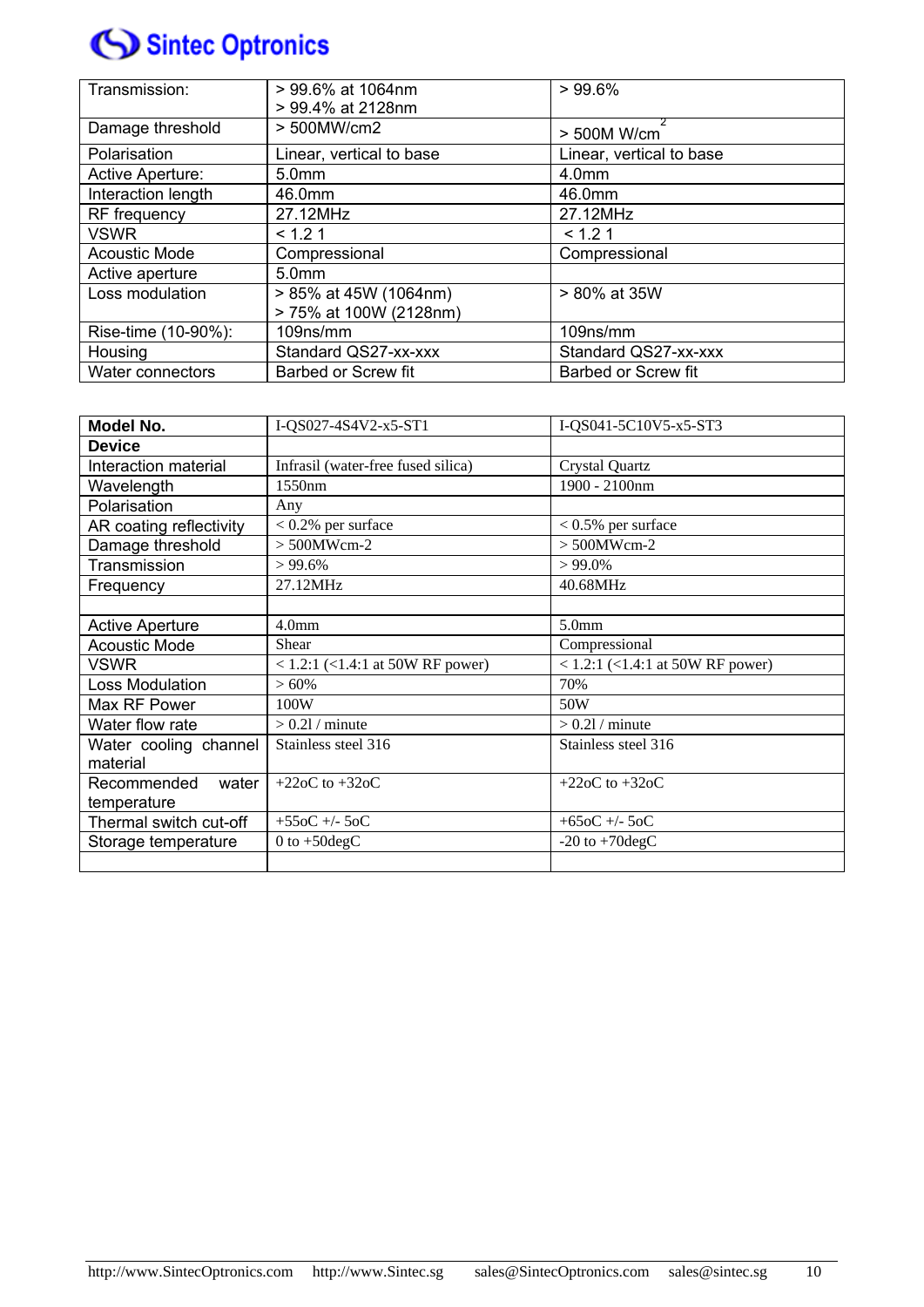| Transmission: | > 99.6% at 1064nm<br>> 99.4% at 2128nm | > 99.6% |
|---|---|---|
| Damage threshold | > 500MW/cm2 | > 500M W/cm$^2$ |
| Polarisation | Linear, vertical to base | Linear, vertical to base |
| Active Aperture: | 5.0mm | 4.0mm |
| Interaction length | 46.0mm | 46.0mm |
| RF frequency | 27.12MHz | 27.12MHz |
| VSWR | < 1.2 1 | < 1.2 1 |
| Acoustic Mode | Compressional | Compressional |
| Active aperture | 5.0mm | |
| Loss modulation | > 85% at 45W (1064nm)<br>> 75% at 100W (2128nm) | > 80% at 35W |
| Rise-time (10-90%): | 109ns/mm | 109ns/mm |
| Housing | Standard QS27-xx-xxx | Standard QS27-xx-xxx |
| Water connectors | Barbed or Screw fit | Barbed or Screw fit |

| **Model No.** | I-QS027-4S4V2-x5-ST1 | I-QS041-5C10V5-x5-ST3 |
|---|---|---|
| **Device** | | |
| Interaction material | Infrasil (water-free fused silica) | Crystal Quartz |
| Wavelength | 1550nm | 1900 - 2100nm |
| Polarisation | Any | |
| AR coating reflectivity | < 0.2% per surface | < 0.5% per surface |
| Damage threshold | > 500MWcm-2 | > 500MWcm-2 |
| Transmission | > 99.6% | > 99.0% |
| Frequency | 27.12MHz | 40.68MHz |
| | | |
| Active Aperture | 4.0mm | 5.0mm |
| Acoustic Mode | Shear | Compressional |
| VSWR | < 1.2:1 (<1.4:1 at 50W RF power) | < 1.2:1 (<1.4:1 at 50W RF power) |
| Loss Modulation | > 60% | 70% |
| Max RF Power | 100W | 50W |
| Water flow rate | > 0.2l / minute | > 0.2l / minute |
| Water cooling channel material | Stainless steel 316 | Stainless steel 316 |
| Recommended water temperature | +22oC to +32oC | +22oC to +32oC |
| Thermal switch cut-off | +55oC +/- 5oC | +65oC +/- 5oC |
| Storage temperature | 0 to +50degC | -20 to +70degC |
| | | |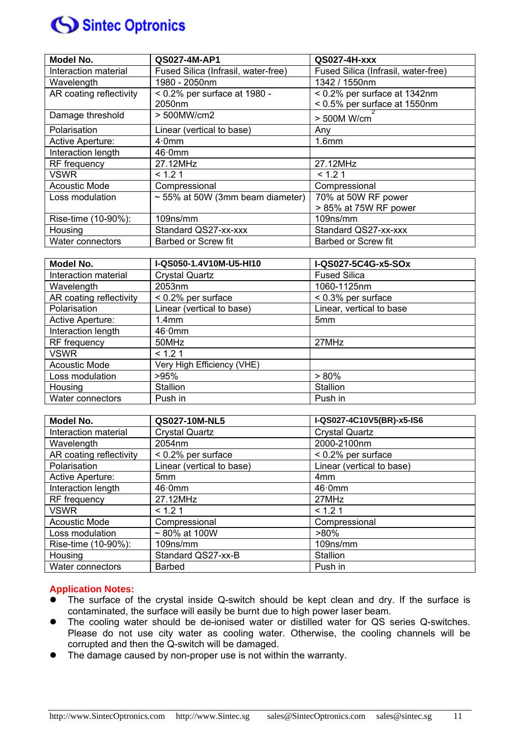| Model No. | QS027-4M-AP1 | QS027-4H-xxx |
|---|---|---|
| Interaction material | Fused Silica (Infrasil, water-free) | Fused Silica (Infrasil, water-free) |
| Wavelength | 1980 - 2050nm | 1342 / 1550nm |
| AR coating reflectivity | < 0.2% per surface at 1980 - 2050nm | < 0.2% per surface at 1342nm<br>< 0.5% per surface at 1550nm |
| Damage threshold | > 500MW/cm2 | > 500M W/cm$^2$ |
| Polarisation | Linear (vertical to base) | Any |
| Active Aperture: | 4·0mm | 1.6mm |
| Interaction length | 46·0mm | |
| RF frequency | 27.12MHz | 27.12MHz |
| VSWR | < 1.2 1 | < 1.2 1 |
| Acoustic Mode | Compressional | Compressional |
| Loss modulation | ~ 55% at 50W (3mm beam diameter) | 70% at 50W RF power<br>> 85% at 75W RF power |
| Rise-time (10-90%): | 109ns/mm | 109ns/mm |
| Housing | Standard QS27-xx-xxx | Standard QS27-xx-xxx |
| Water connectors | Barbed or Screw fit | Barbed or Screw fit |

| Model No. | I-QS050-1.4V10M-U5-HI10 | I-QS027-5C4G-x5-SOx |
|---|---|---|
| Interaction material | Crystal Quartz | Fused Silica |
| Wavelength | 2053nm | 1060-1125nm |
| AR coating reflectivity | < 0.2% per surface | < 0.3% per surface |
| Polarisation | Linear (vertical to base) | Linear, vertical to base |
| Active Aperture: | 1.4mm | 5mm |
| Interaction length | 46·0mm | |
| RF frequency | 50MHz | 27MHz |
| VSWR | < 1.2 1 | |
| Acoustic Mode | Very High Efficiency (VHE) | |
| Loss modulation | >95% | > 80% |
| Housing | Stallion | Stallion |
| Water connectors | Push in | Push in |

| Model No. | QS027-10M-NL5 | I-QS027-4C10V5(BR)-x5-IS6 |
|---|---|---|
| Interaction material | Crystal Quartz | Crystal Quartz |
| Wavelength | 2054nm | 2000-2100nm |
| AR coating reflectivity | < 0.2% per surface | < 0.2% per surface |
| Polarisation | Linear (vertical to base) | Linear (vertical to base) |
| Active Aperture: | 5mm | 4mm |
| Interaction length | 46·0mm | 46·0mm |
| RF frequency | 27.12MHz | 27MHz |
| VSWR | < 1.2 1 | < 1.2 1 |
| Acoustic Mode | Compressional | Compressional |
| Loss modulation | ~ 80% at 100W | >80% |
| Rise-time (10-90%): | 109ns/mm | 109ns/mm |
| Housing | Standard QS27-xx-B | Stallion |
| Water connectors | Barbed | Push in |

**Application Notes:**

- The surface of the crystal inside Q-switch should be kept clean and dry. If the surface is contaminated, the surface will easily be burnt due to high power laser beam.
- The cooling water should be de-ionised water or distilled water for QS series Q-switches. Please do not use city water as cooling water. Otherwise, the cooling channels will be corrupted and then the Q-switch will be damaged.
- The damage caused by non-proper use is not within the warranty.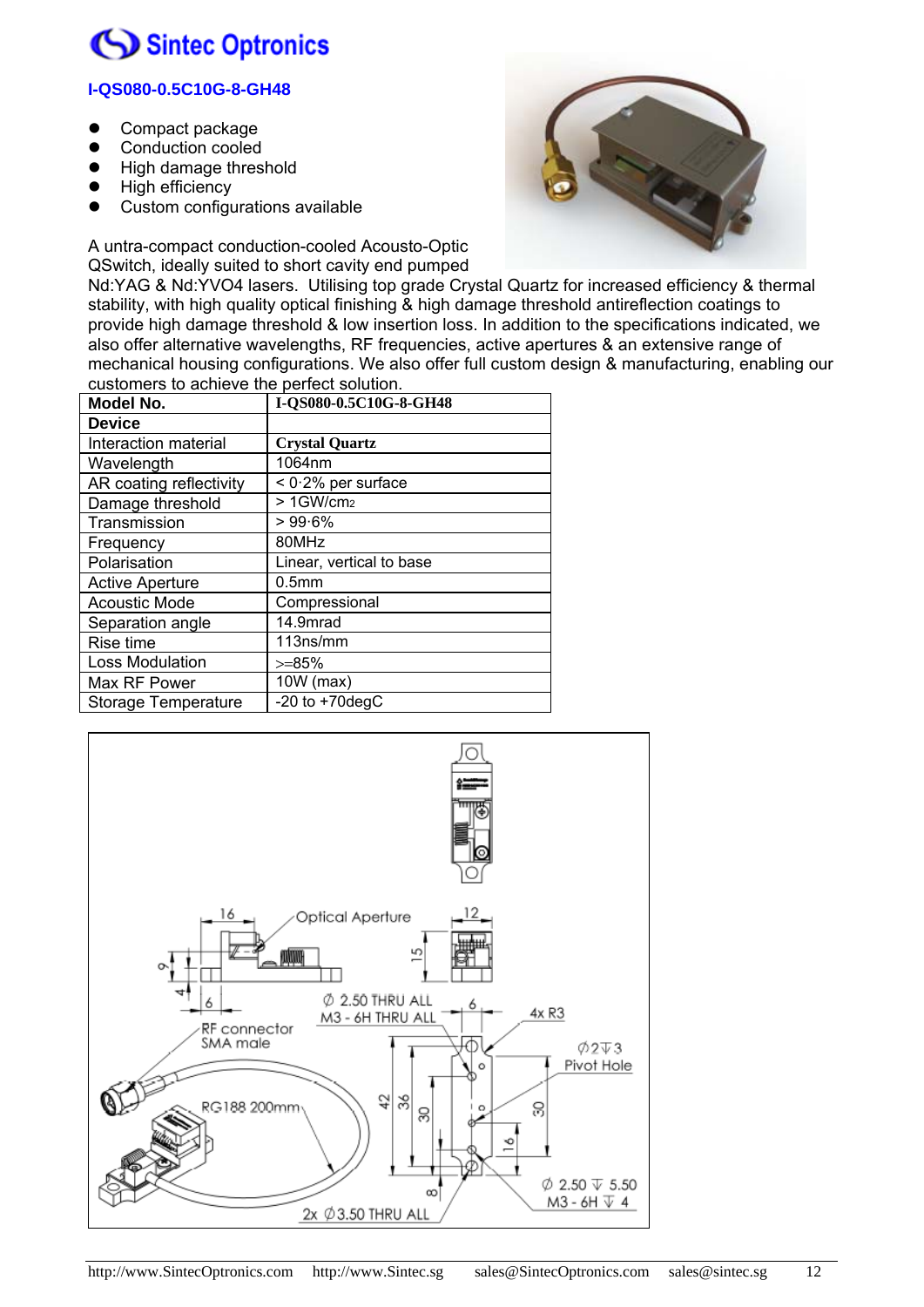# Sintec Optronics

## I-QS080-0.5C10G-8-GH48

- Compact package
- Conduction cooled
- High damage threshold
- High efficiency
- Custom configurations available

A untra-compact conduction-cooled Acousto-Optic QSwitch, ideally suited to short cavity end pumped Nd:YAG & Nd:YVO4 lasers. Utilising top grade Crystal Quartz for increased efficiency & thermal stability, with high quality optical finishing & high damage threshold antireflection coatings to provide high damage threshold & low insertion loss. In addition to the specifications indicated, we also offer alternative wavelengths, RF frequencies, active apertures & an extensive range of mechanical housing configurations. We also offer full custom design & manufacturing, enabling our customers to achieve the perfect solution.

| **Model No.** | **I-QS080-0.5C10G-8-GH48** |
|---|---|
| **Device** | |
| Interaction material | **Crystal Quartz** |
| Wavelength | 1064nm |
| AR coating reflectivity | < 0·2% per surface |
| Damage threshold | > 1GW/$cm_2$ |
| Transmission | > 99·6% |
| Frequency | 80MHz |
| Polarisation | Linear, vertical to base |
| Active Aperture | 0.5mm |
| Acoustic Mode | Compressional |
| Separation angle | 14.9mrad |
| Rise time | 113ns/mm |
| Loss Modulation | >=85% |
| Max RF Power | 10W (max) |
| Storage Temperature | -20 to +70degC |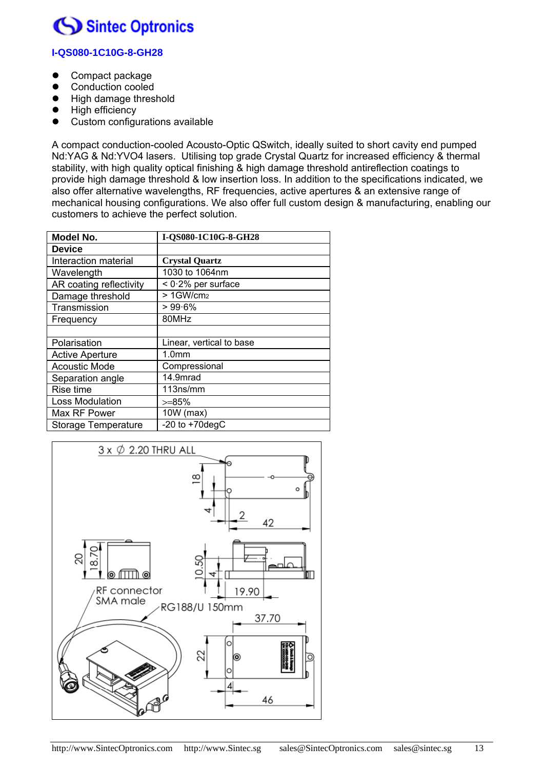## I-QS080-1C10G-8-GH28

- Compact package
- Conduction cooled
- High damage threshold
- High efficiency
- Custom configurations available

A compact conduction-cooled Acousto-Optic QSwitch, ideally suited to short cavity end pumped Nd:YAG & Nd:YVO4 lasers. Utilising top grade Crystal Quartz for increased efficiency & thermal stability, with high quality optical finishing & high damage threshold antireflection coatings to provide high damage threshold & low insertion loss. In addition to the specifications indicated, we also offer alternative wavelengths, RF frequencies, active apertures & an extensive range of mechanical housing configurations. We also offer full custom design & manufacturing, enabling our customers to achieve the perfect solution.

| **Model No.** | **I-QS080-1C10G-8-GH28** |
|---|---|
| **Device** | |
| Interaction material | **Crystal Quartz** |
| Wavelength | 1030 to 1064nm |
| AR coating reflectivity | < 0·2% per surface |
| Damage threshold | > 1GW/$cm^2$ |
| Transmission | > 99·6% |
| Frequency | 80MHz |
| | |
| Polarisation | Linear, vertical to base |
| Active Aperture | 1.0mm |
| Acoustic Mode | Compressional |
| Separation angle | 14.9mrad |
| Rise time | 113ns/mm |
| Loss Modulation | >=85% |
| Max RF Power | 10W (max) |
| Storage Temperature | -20 to +70degC |

3 x Ø 2.20 THRU ALL

RF connector SMA male

RG188/U 150mm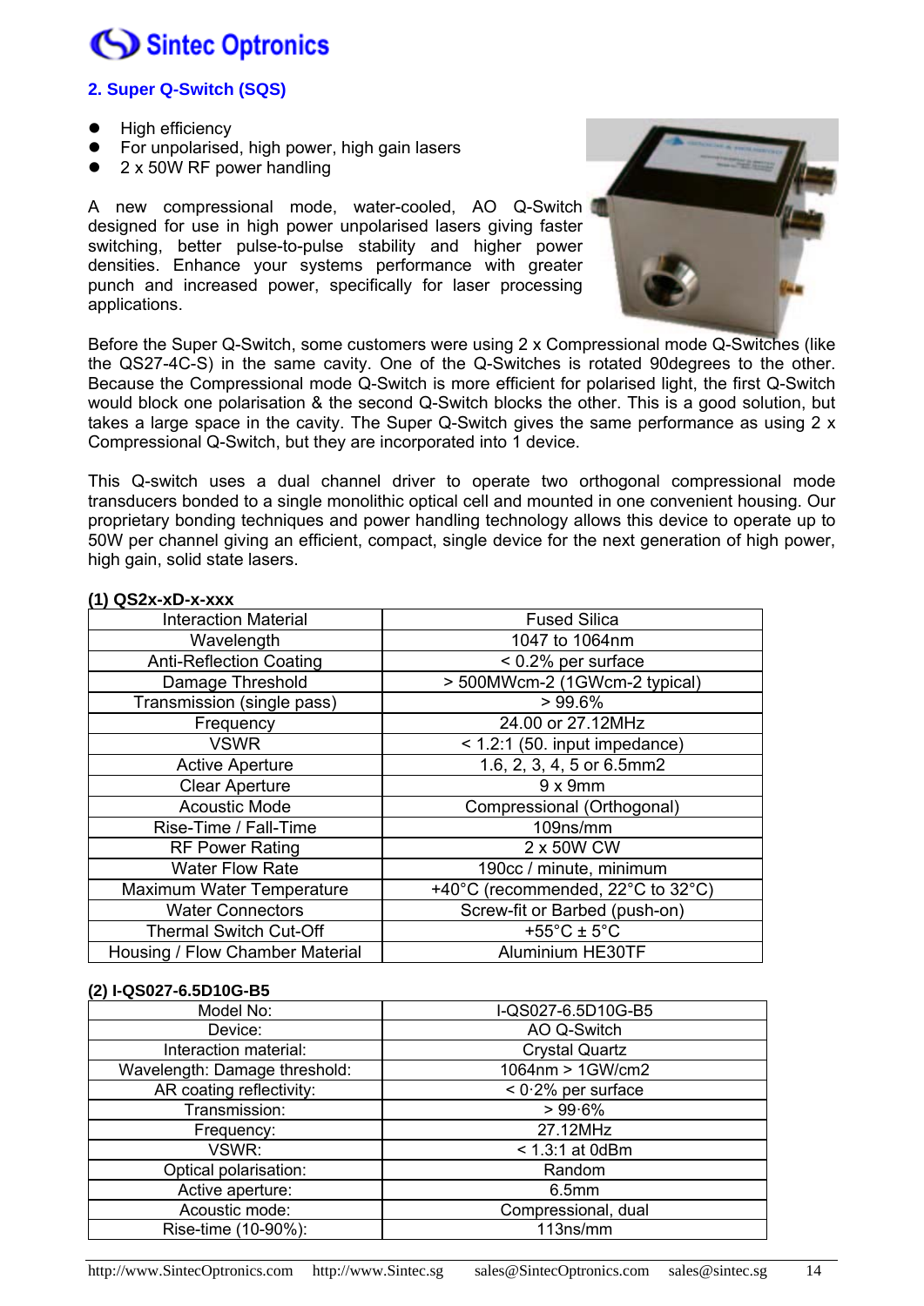## 2. Super Q-Switch (SQS)

- High efficiency
- For unpolarised, high power, high gain lasers
- 2 x 50W RF power handling

A new compressional mode, water-cooled, AO Q-Switch designed for use in high power unpolarised lasers giving faster switching, better pulse-to-pulse stability and higher power densities. Enhance your systems performance with greater punch and increased power, specifically for laser processing applications.

Before the Super Q-Switch, some customers were using 2 x Compressional mode Q-Switches (like the QS27-4C-S) in the same cavity. One of the Q-Switches is rotated 90degrees to the other. Because the Compressional mode Q-Switch is more efficient for polarised light, the first Q-Switch would block one polarisation & the second Q-Switch blocks the other. This is a good solution, but takes a large space in the cavity. The Super Q-Switch gives the same performance as using 2 x Compressional Q-Switch, but they are incorporated into 1 device.

This Q-switch uses a dual channel driver to operate two orthogonal compressional mode transducers bonded to a single monolithic optical cell and mounted in one convenient housing. Our proprietary bonding techniques and power handling technology allows this device to operate up to 50W per channel giving an efficient, compact, single device for the next generation of high power, high gain, solid state lasers.

**(1) QS2x-xD-x-xxx**

| Interaction Material | Fused Silica |
|---|---|
| Wavelength | 1047 to 1064nm |
| Anti-Reflection Coating | < 0.2% per surface |
| Damage Threshold | > 500MWcm-2 (1GWcm-2 typical) |
| Transmission (single pass) | > 99.6% |
| Frequency | 24.00 or 27.12MHz |
| VSWR | < 1.2:1 (50. input impedance) |
| Active Aperture | 1.6, 2, 3, 4, 5 or 6.5mm2 |
| Clear Aperture | 9 x 9mm |
| Acoustic Mode | Compressional (Orthogonal) |
| Rise-Time / Fall-Time | 109ns/mm |
| RF Power Rating | 2 x 50W CW |
| Water Flow Rate | 190cc / minute, minimum |
| Maximum Water Temperature | +40°C (recommended, 22°C to 32°C) |
| Water Connectors | Screw-fit or Barbed (push-on) |
| Thermal Switch Cut-Off | +55°C ± 5°C |
| Housing / Flow Chamber Material | Aluminium HE30TF |

**(2) I-QS027-6.5D10G-B5**

| Model No: | I-QS027-6.5D10G-B5 |
|---|---|
| Device: | AO Q-Switch |
| Interaction material: | Crystal Quartz |
| Wavelength: Damage threshold: | 1064nm > 1GW/cm2 |
| AR coating reflectivity: | < 0·2% per surface |
| Transmission: | > 99·6% |
| Frequency: | 27.12MHz |
| VSWR: | < 1.3:1 at 0dBm |
| Optical polarisation: | Random |
| Active aperture: | 6.5mm |
| Acoustic mode: | Compressional, dual |
| Rise-time (10-90%): | 113ns/mm |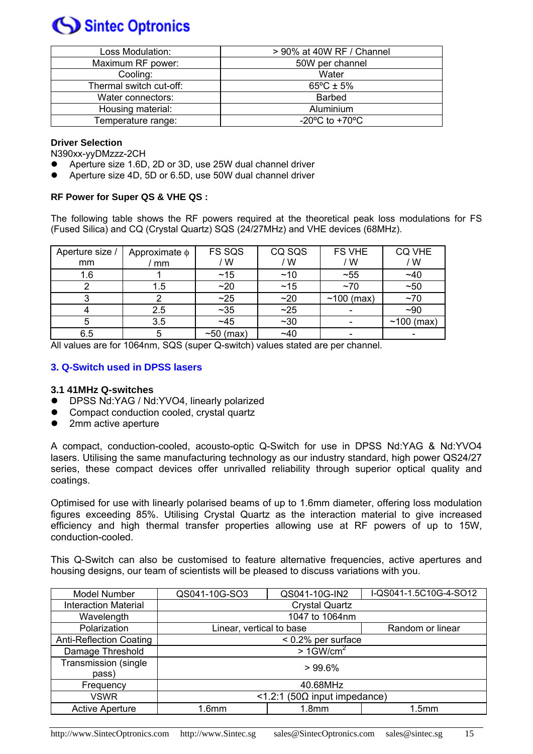| Loss Modulation: | > 90% at 40W RF / Channel |
|---|---|
| Maximum RF power: | 50W per channel |
| Cooling: | Water |
| Thermal switch cut-off: | 65ºC ± 5% |
| Water connectors: | Barbed |
| Housing material: | Aluminium |
| Temperature range: | -20ºC to +70ºC |

**Driver Selection**

N390xx-yyDMzzz-2CH

- Aperture size 1.6D, 2D or 3D, use 25W dual channel driver
- Aperture size 4D, 5D or 6.5D, use 50W dual channel driver

**RF Power for Super QS & VHE QS :**

The following table shows the RF powers required at the theoretical peak loss modulations for FS (Fused Silica) and CQ (Crystal Quartz) SQS (24/27MHz) and VHE devices (68MHz).

| Aperture size / mm | Approximate ϕ / mm | FS SQS / W | CQ SQS / W | FS VHE / W | CQ VHE / W |
|---|---|---|---|---|---|
| 1.6 | 1 | ~15 | ~10 | ~55 | ~40 |
| 2 | 1.5 | ~20 | ~15 | ~70 | ~50 |
| 3 | 2 | ~25 | ~20 | ~100 (max) | ~70 |
| 4 | 2.5 | ~35 | ~25 | - | ~90 |
| 5 | 3.5 | ~45 | ~30 | - | ~100 (max) |
| 6.5 | 5 | ~50 (max) | ~40 | - | - |

All values are for 1064nm, SQS (super Q-switch) values stated are per channel.

## 3. Q-Switch used in DPSS lasers

### 3.1 41MHz Q-switches

- DPSS Nd:YAG / Nd:YVO4, linearly polarized
- Compact conduction cooled, crystal quartz
- 2mm active aperture

A compact, conduction-cooled, acousto-optic Q-Switch for use in DPSS Nd:YAG & Nd:YVO4 lasers. Utilising the same manufacturing technology as our industry standard, high power QS24/27 series, these compact devices offer unrivalled reliability through superior optical quality and coatings.

Optimised for use with linearly polarised beams of up to 1.6mm diameter, offering loss modulation figures exceeding 85%. Utilising Crystal Quartz as the interaction material to give increased efficiency and high thermal transfer properties allowing use at RF powers of up to 15W, conduction-cooled.

This Q-Switch can also be customised to feature alternative frequencies, active apertures and housing designs, our team of scientists will be pleased to discuss variations with you.

| Model Number | QS041-10G-SO3 | QS041-10G-IN2 | I-QS041-1.5C10G-4-SO12 |
|---|---|---|---|
| Interaction Material | Crystal Quartz | | |
| Wavelength | 1047 to 1064nm | | |
| Polarization | Linear, vertical to base | | Random or linear |
| Anti-Reflection Coating | < 0.2% per surface | | |
| Damage Threshold | > 1GW/cm$^2$ | | |
| Transmission (single pass) | > 99.6% | | |
| Frequency | 40.68MHz | | |
| VSWR | <1.2:1 (50Ω input impedance) | | |
| Active Aperture | 1.6mm | 1.8mm | 1.5mm |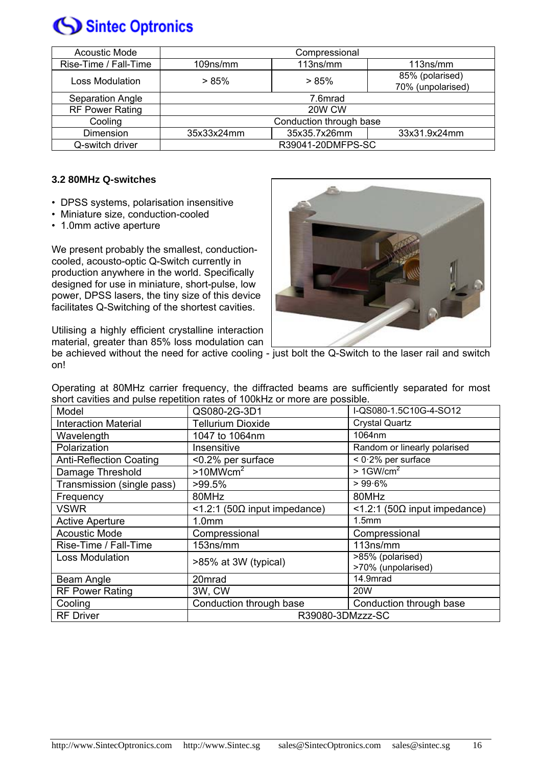| Acoustic Mode | Compressional | | |
|---|---|---|---|
| Rise-Time / Fall-Time | 109ns/mm | 113ns/mm | 113ns/mm |
| Loss Modulation | > 85% | > 85% | 85% (polarised) 70% (unpolarised) |
| Separation Angle | 7.6mrad | | |
| RF Power Rating | 20W CW | | |
| Cooling | Conduction through base | | |
| Dimension | 35x33x24mm | 35x35.7x26mm | 33x31.9x24mm |
| Q-switch driver | R39041-20DMFPS-SC | | |

### 3.2 80MHz Q-switches

- DPSS systems, polarisation insensitive
- Miniature size, conduction-cooled
- 1.0mm active aperture

We present probably the smallest, conduction-cooled, acousto-optic Q-Switch currently in production anywhere in the world. Specifically designed for use in miniature, short-pulse, low power, DPSS lasers, the tiny size of this device facilitates Q-Switching of the shortest cavities.

Utilising a highly efficient crystalline interaction material, greater than 85% loss modulation can be achieved without the need for active cooling - just bolt the Q-Switch to the laser rail and switch on!

Operating at 80MHz carrier frequency, the diffracted beams are sufficiently separated for most short cavities and pulse repetition rates of 100kHz or more are possible.

| Model | QS080-2G-3D1 | I-QS080-1.5C10G-4-SO12 |
|---|---|---|
| Interaction Material | Tellurium Dioxide | Crystal Quartz |
| Wavelength | 1047 to 1064nm | 1064nm |
| Polarization | Insensitive | Random or linearly polarised |
| Anti-Reflection Coating | <0.2% per surface | < 0·2% per surface |
| Damage Threshold | >10MWcm$^2$ | > 1GW/cm$^2$ |
| Transmission (single pass) | >99.5% | > 99·6% |
| Frequency | 80MHz | 80MHz |
| VSWR | <1.2:1 (50Ω input impedance) | <1.2:1 (50Ω input impedance) |
| Active Aperture | 1.0mm | 1.5mm |
| Acoustic Mode | Compressional | Compressional |
| Rise-Time / Fall-Time | 153ns/mm | 113ns/mm |
| Loss Modulation | >85% at 3W (typical) | >85% (polarised) >70% (unpolarised) |
| Beam Angle | 20mrad | 14.9mrad |
| RF Power Rating | 3W, CW | 20W |
| Cooling | Conduction through base | Conduction through base |
| RF Driver | R39080-3DMzzz-SC | |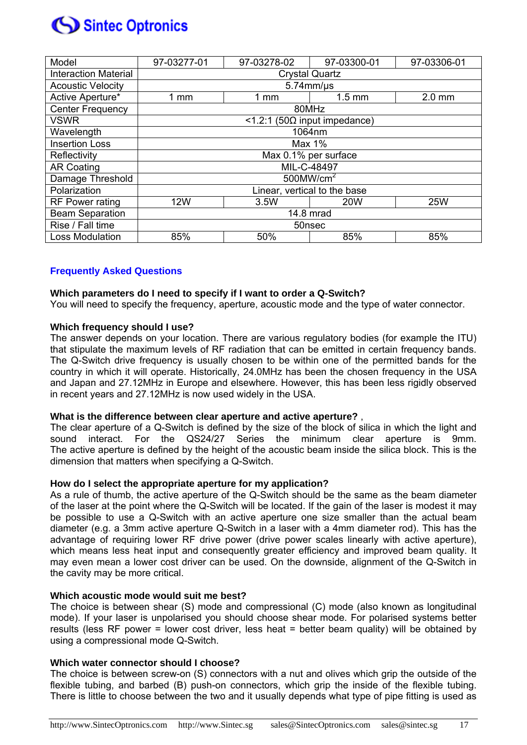| Model | 97-03277-01 | 97-03278-02 | 97-03300-01 | 97-03306-01 |
|---|---|---|---|---|
| Interaction Material | Crystal Quartz | | | |
| Acoustic Velocity | 5.74mm/µs | | | |
| Active Aperture* | 1 mm | 1 mm | 1.5 mm | 2.0 mm |
| Center Frequency | 80MHz | | | |
| VSWR | <1.2:1 (50Ω input impedance) | | | |
| Wavelength | 1064nm | | | |
| Insertion Loss | Max 1% | | | |
| Reflectivity | Max 0.1% per surface | | | |
| AR Coating | MIL-C-48497 | | | |
| Damage Threshold | 500MW/cm$^2$ | | | |
| Polarization | Linear, vertical to the base | | | |
| RF Power rating | 12W | 3.5W | 20W | 25W |
| Beam Separation | 14.8 mrad | | | |
| Rise / Fall time | 50nsec | | | |
| Loss Modulation | 85% | 50% | 85% | 85% |

## Frequently Asked Questions

**Which parameters do I need to specify if I want to order a Q-Switch?**
You will need to specify the frequency, aperture, acoustic mode and the type of water connector.

**Which frequency should I use?**
The answer depends on your location. There are various regulatory bodies (for example the ITU) that stipulate the maximum levels of RF radiation that can be emitted in certain frequency bands. The Q-Switch drive frequency is usually chosen to be within one of the permitted bands for the country in which it will operate. Historically, 24.0MHz has been the chosen frequency in the USA and Japan and 27.12MHz in Europe and elsewhere. However, this has been less rigidly observed in recent years and 27.12MHz is now used widely in the USA.

**What is the difference between clear aperture and active aperture?** ,
The clear aperture of a Q-Switch is defined by the size of the block of silica in which the light and sound interact. For the QS24/27 Series the minimum clear aperture is 9mm. The active aperture is defined by the height of the acoustic beam inside the silica block. This is the dimension that matters when specifying a Q-Switch.

**How do I select the appropriate aperture for my application?**
As a rule of thumb, the active aperture of the Q-Switch should be the same as the beam diameter of the laser at the point where the Q-Switch will be located. If the gain of the laser is modest it may be possible to use a Q-Switch with an active aperture one size smaller than the actual beam diameter (e.g. a 3mm active aperture Q-Switch in a laser with a 4mm diameter rod). This has the advantage of requiring lower RF drive power (drive power scales linearly with active aperture), which means less heat input and consequently greater efficiency and improved beam quality. It may even mean a lower cost driver can be used. On the downside, alignment of the Q-Switch in the cavity may be more critical.

**Which acoustic mode would suit me best?**
The choice is between shear (S) mode and compressional (C) mode (also known as longitudinal mode). If your laser is unpolarised you should choose shear mode. For polarised systems better results (less RF power = lower cost driver, less heat = better beam quality) will be obtained by using a compressional mode Q-Switch.

**Which water connector should I choose?**
The choice is between screw-on (S) connectors with a nut and olives which grip the outside of the flexible tubing, and barbed (B) push-on connectors, which grip the inside of the flexible tubing. There is little to choose between the two and it usually depends what type of pipe fitting is used as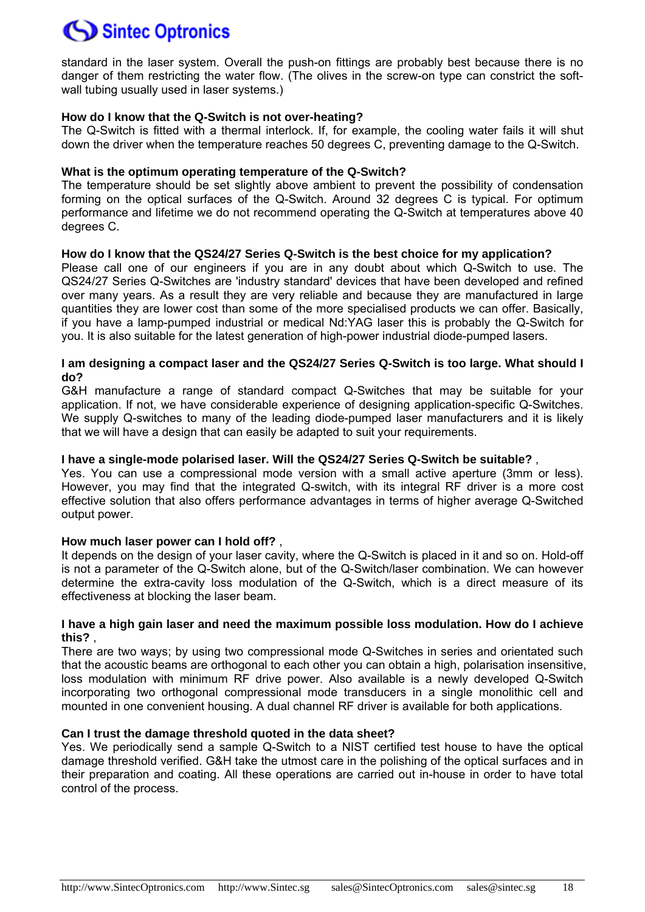standard in the laser system. Overall the push-on fittings are probably best because there is no danger of them restricting the water flow. (The olives in the screw-on type can constrict the soft-wall tubing usually used in laser systems.)

**How do I know that the Q-Switch is not over-heating?**

The Q-Switch is fitted with a thermal interlock. If, for example, the cooling water fails it will shut down the driver when the temperature reaches 50 degrees C, preventing damage to the Q-Switch.

**What is the optimum operating temperature of the Q-Switch?**

The temperature should be set slightly above ambient to prevent the possibility of condensation forming on the optical surfaces of the Q-Switch. Around 32 degrees C is typical. For optimum performance and lifetime we do not recommend operating the Q-Switch at temperatures above 40 degrees C.

**How do I know that the QS24/27 Series Q-Switch is the best choice for my application?**

Please call one of our engineers if you are in any doubt about which Q-Switch to use. The QS24/27 Series Q-Switches are 'industry standard' devices that have been developed and refined over many years. As a result they are very reliable and because they are manufactured in large quantities they are lower cost than some of the more specialised products we can offer. Basically, if you have a lamp-pumped industrial or medical Nd:YAG laser this is probably the Q-Switch for you. It is also suitable for the latest generation of high-power industrial diode-pumped lasers.

**I am designing a compact laser and the QS24/27 Series Q-Switch is too large. What should I do?**

G&H manufacture a range of standard compact Q-Switches that may be suitable for your application. If not, we have considerable experience of designing application-specific Q-Switches. We supply Q-switches to many of the leading diode-pumped laser manufacturers and it is likely that we will have a design that can easily be adapted to suit your requirements.

**I have a single-mode polarised laser. Will the QS24/27 Series Q-Switch be suitable?** ,

Yes. You can use a compressional mode version with a small active aperture (3mm or less). However, you may find that the integrated Q-switch, with its integral RF driver is a more cost effective solution that also offers performance advantages in terms of higher average Q-Switched output power.

**How much laser power can I hold off?** ,

It depends on the design of your laser cavity, where the Q-Switch is placed in it and so on. Hold-off is not a parameter of the Q-Switch alone, but of the Q-Switch/laser combination. We can however determine the extra-cavity loss modulation of the Q-Switch, which is a direct measure of its effectiveness at blocking the laser beam.

**I have a high gain laser and need the maximum possible loss modulation. How do I achieve this?** ,

There are two ways; by using two compressional mode Q-Switches in series and orientated such that the acoustic beams are orthogonal to each other you can obtain a high, polarisation insensitive, loss modulation with minimum RF drive power. Also available is a newly developed Q-Switch incorporating two orthogonal compressional mode transducers in a single monolithic cell and mounted in one convenient housing. A dual channel RF driver is available for both applications.

**Can I trust the damage threshold quoted in the data sheet?**

Yes. We periodically send a sample Q-Switch to a NIST certified test house to have the optical damage threshold verified. G&H take the utmost care in the polishing of the optical surfaces and in their preparation and coating. All these operations are carried out in-house in order to have total control of the process.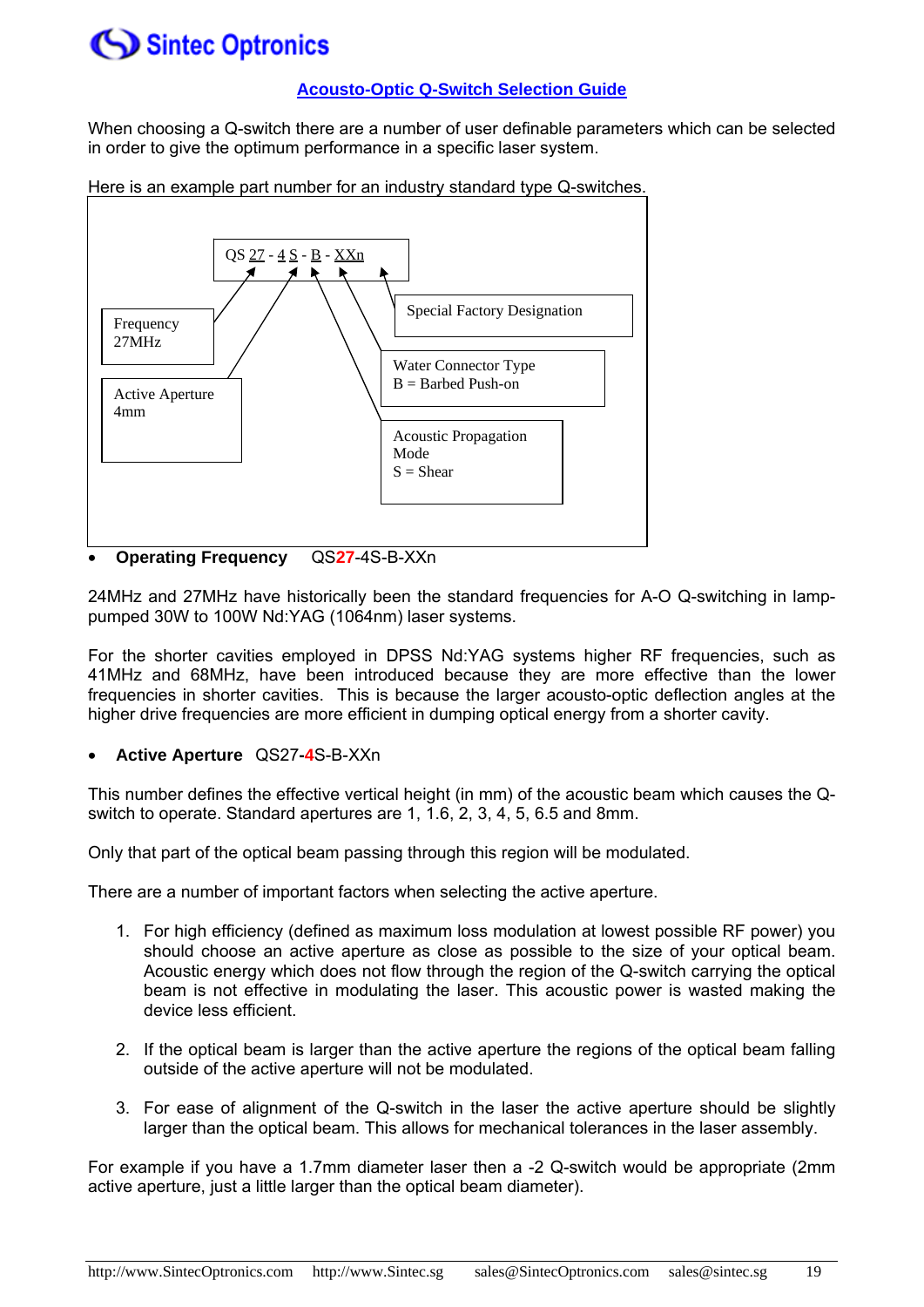## Acousto-Optic Q-Switch Selection Guide

When choosing a Q-switch there are a number of user definable parameters which can be selected in order to give the optimum performance in a specific laser system.

Here is an example part number for an industry standard type Q-switches.

QS 27 - 4 S - B - XXn

- Frequency 27MHz
- Active Aperture 4mm
- Acoustic Propagation Mode S = Shear
- Water Connector Type B = Barbed Push-on
- Special Factory Designation

- **Operating Frequency** QS**27**-4S-B-XXn

24MHz and 27MHz have historically been the standard frequencies for A-O Q-switching in lamp-pumped 30W to 100W Nd:YAG (1064nm) laser systems.

For the shorter cavities employed in DPSS Nd:YAG systems higher RF frequencies, such as 41MHz and 68MHz, have been introduced because they are more effective than the lower frequencies in shorter cavities. This is because the larger acousto-optic deflection angles at the higher drive frequencies are more efficient in dumping optical energy from a shorter cavity.

- **Active Aperture** QS27-**4**S-B-XXn

This number defines the effective vertical height (in mm) of the acoustic beam which causes the Q-switch to operate. Standard apertures are 1, 1.6, 2, 3, 4, 5, 6.5 and 8mm.

Only that part of the optical beam passing through this region will be modulated.

There are a number of important factors when selecting the active aperture.

1. For high efficiency (defined as maximum loss modulation at lowest possible RF power) you should choose an active aperture as close as possible to the size of your optical beam. Acoustic energy which does not flow through the region of the Q-switch carrying the optical beam is not effective in modulating the laser. This acoustic power is wasted making the device less efficient.

2. If the optical beam is larger than the active aperture the regions of the optical beam falling outside of the active aperture will not be modulated.

3. For ease of alignment of the Q-switch in the laser the active aperture should be slightly larger than the optical beam. This allows for mechanical tolerances in the laser assembly.

For example if you have a 1.7mm diameter laser then a -2 Q-switch would be appropriate (2mm active aperture, just a little larger than the optical beam diameter).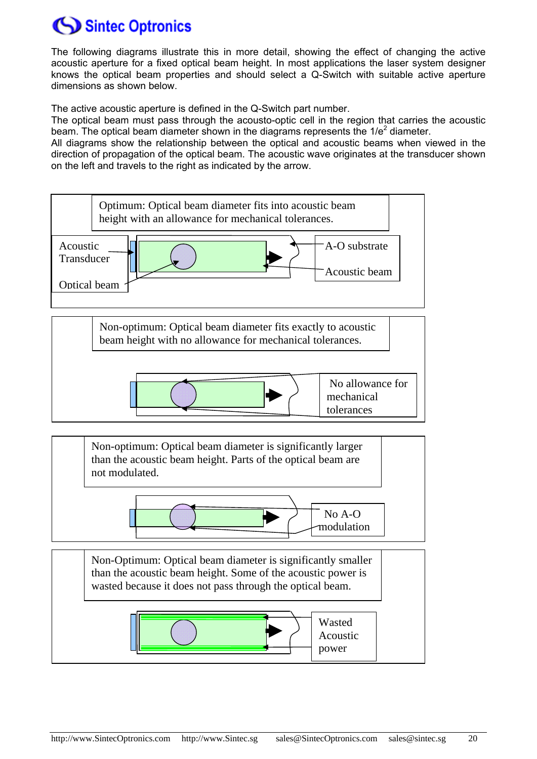The following diagrams illustrate this in more detail, showing the effect of changing the active acoustic aperture for a fixed optical beam height. In most applications the laser system designer knows the optical beam properties and should select a Q-Switch with suitable active aperture dimensions as shown below.

The active acoustic aperture is defined in the Q-Switch part number.
The optical beam must pass through the acousto-optic cell in the region that carries the acoustic beam. The optical beam diameter shown in the diagrams represents the $1/e^2$ diameter.
All diagrams show the relationship between the optical and acoustic beams when viewed in the direction of propagation of the optical beam. The acoustic wave originates at the transducer shown on the left and travels to the right as indicated by the arrow.

Optimum: Optical beam diameter fits into acoustic beam height with an allowance for mechanical tolerances.

Acoustic Transducer

Optical beam

A-O substrate

Acoustic beam

Non-optimum: Optical beam diameter fits exactly to acoustic beam height with no allowance for mechanical tolerances.

No allowance for mechanical tolerances

Non-optimum: Optical beam diameter is significantly larger than the acoustic beam height. Parts of the optical beam are not modulated.

No A-O modulation

Non-Optimum: Optical beam diameter is significantly smaller than the acoustic beam height. Some of the acoustic power is wasted because it does not pass through the optical beam.

Wasted Acoustic power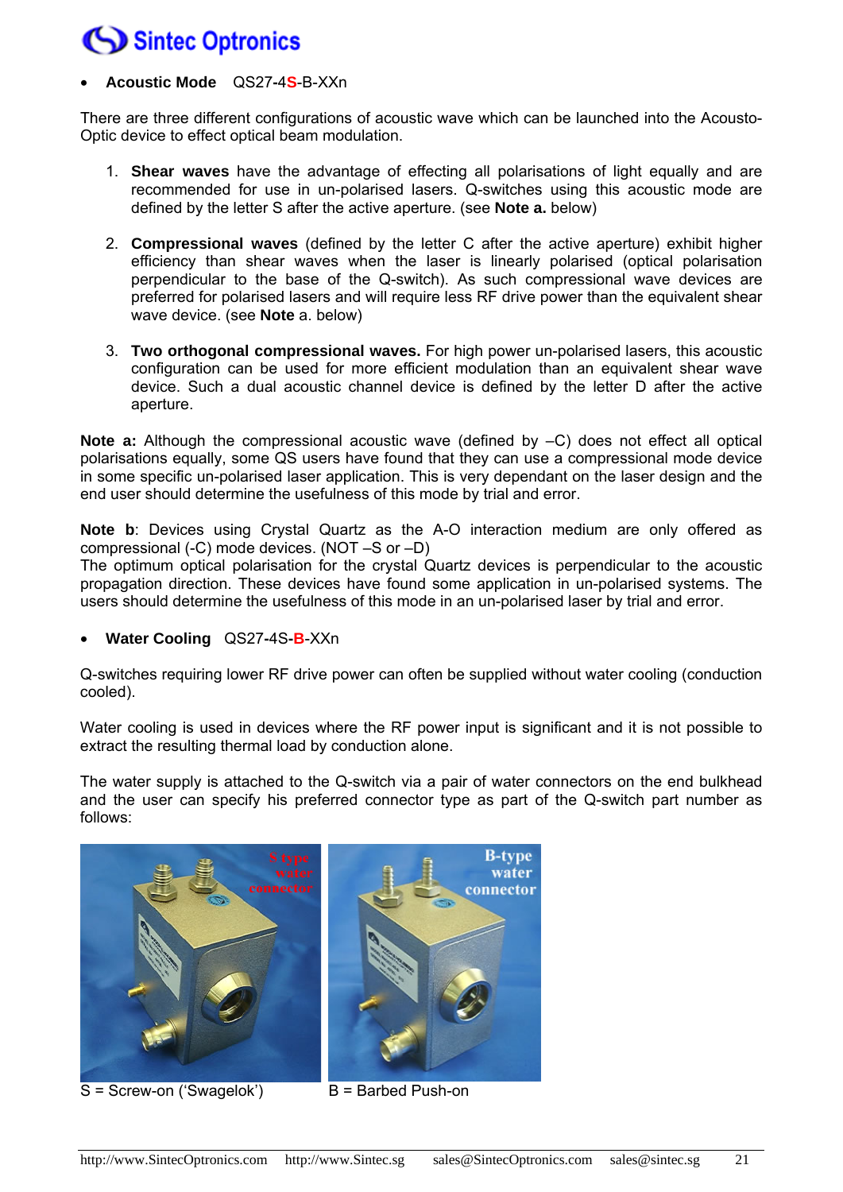- **Acoustic Mode** QS27-4**S**-B-XXn

There are three different configurations of acoustic wave which can be launched into the Acousto-Optic device to effect optical beam modulation.

1. **Shear waves** have the advantage of effecting all polarisations of light equally and are recommended for use in un-polarised lasers. Q-switches using this acoustic mode are defined by the letter S after the active aperture. (see **Note a.** below)

2. **Compressional waves** (defined by the letter C after the active aperture) exhibit higher efficiency than shear waves when the laser is linearly polarised (optical polarisation perpendicular to the base of the Q-switch). As such compressional wave devices are preferred for polarised lasers and will require less RF drive power than the equivalent shear wave device. (see **Note** a. below)

3. **Two orthogonal compressional waves.** For high power un-polarised lasers, this acoustic configuration can be used for more efficient modulation than an equivalent shear wave device. Such a dual acoustic channel device is defined by the letter D after the active aperture.

**Note a:** Although the compressional acoustic wave (defined by –C) does not effect all optical polarisations equally, some QS users have found that they can use a compressional mode device in some specific un-polarised laser application. This is very dependant on the laser design and the end user should determine the usefulness of this mode by trial and error.

**Note b**: Devices using Crystal Quartz as the A-O interaction medium are only offered as compressional (-C) mode devices. (NOT –S or –D)
The optimum optical polarisation for the crystal Quartz devices is perpendicular to the acoustic propagation direction. These devices have found some application in un-polarised systems. The users should determine the usefulness of this mode in an un-polarised laser by trial and error.

- **Water Cooling** QS27-4S-**B**-XXn

Q-switches requiring lower RF drive power can often be supplied without water cooling (conduction cooled).

Water cooling is used in devices where the RF power input is significant and it is not possible to extract the resulting thermal load by conduction alone.

The water supply is attached to the Q-switch via a pair of water connectors on the end bulkhead and the user can specify his preferred connector type as part of the Q-switch part number as follows:

S = Screw-on ('Swagelok')

B = Barbed Push-on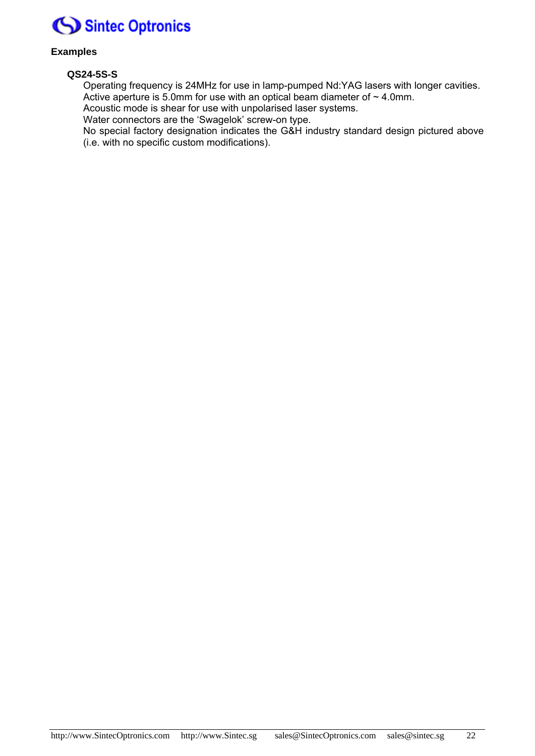## Examples

### QS24-5S-S

Operating frequency is 24MHz for use in lamp-pumped Nd:YAG lasers with longer cavities.
Active aperture is 5.0mm for use with an optical beam diameter of ~ 4.0mm.
Acoustic mode is shear for use with unpolarised laser systems.
Water connectors are the 'Swagelok' screw-on type.
No special factory designation indicates the G&H industry standard design pictured above (i.e. with no specific custom modifications).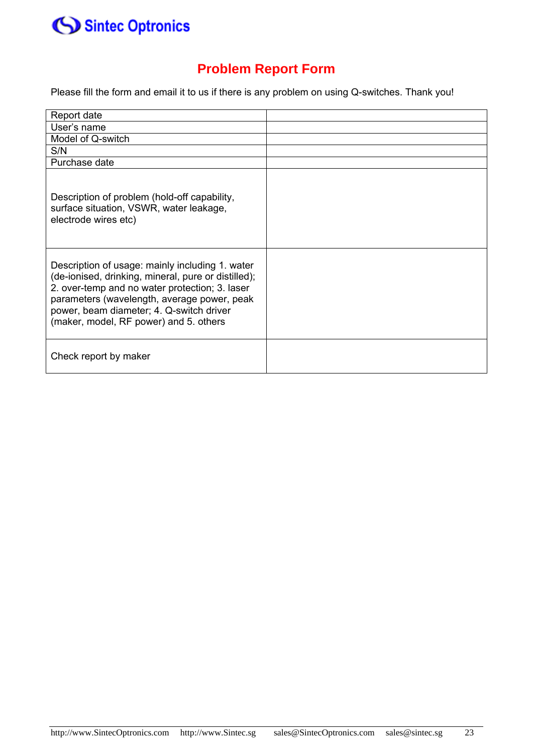# Problem Report Form

Please fill the form and email it to us if there is any problem on using Q-switches. Thank you!

| | |
|---|---|
| Report date | |
| User's name | |
| Model of Q-switch | |
| S/N | |
| Purchase date | |
| Description of problem (hold-off capability, surface situation, VSWR, water leakage, electrode wires etc) | |
| Description of usage: mainly including 1. water (de-ionised, drinking, mineral, pure or distilled); 2. over-temp and no water protection; 3. laser parameters (wavelength, average power, peak power, beam diameter; 4. Q-switch driver (maker, model, RF power) and 5. others | |
| Check report by maker | |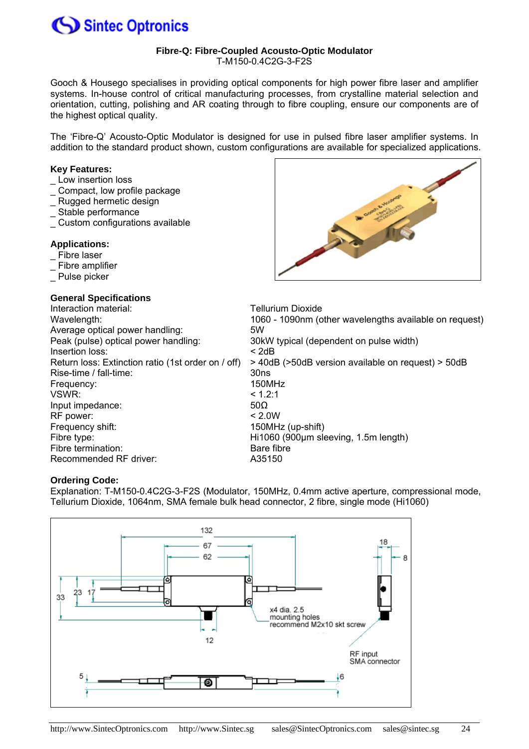**Fibre-Q: Fibre-Coupled Acousto-Optic Modulator**
T-M150-0.4C2G-3-F2S

Gooch & Housego specialises in providing optical components for high power fibre laser and amplifier systems. In-house control of critical manufacturing processes, from crystalline material selection and orientation, cutting, polishing and AR coating through to fibre coupling, ensure our components are of the highest optical quality.

The 'Fibre-Q' Acousto-Optic Modulator is designed for use in pulsed fibre laser amplifier systems. In addition to the standard product shown, custom configurations are available for specialized applications.

**Key Features:**

- Low insertion loss
- Compact, low profile package
- Rugged hermetic design
- Stable performance
- Custom configurations available

**Applications:**

- Fibre laser
- Fibre amplifier
- Pulse picker

**General Specifications**

| | |
|---|---|
| Interaction material: | Tellurium Dioxide |
| Wavelength: | 1060 - 1090nm (other wavelengths available on request) |
| Average optical power handling: | 5W |
| Peak (pulse) optical power handling: | 30kW typical (dependent on pulse width) |
| Insertion loss: | < 2dB |
| Return loss: Extinction ratio (1st order on / off) | > 40dB (>50dB version available on request) > 50dB |
| Rise-time / fall-time: | 30ns |
| Frequency: | 150MHz |
| VSWR: | < 1.2:1 |
| Input impedance: | 50Ω |
| RF power: | < 2.0W |
| Frequency shift: | 150MHz (up-shift) |
| Fibre type: | Hi1060 (900µm sleeving, 1.5m length) |
| Fibre termination: | Bare fibre |
| Recommended RF driver: | A35150 |

**Ordering Code:**

Explanation: T-M150-0.4C2G-3-F2S (Modulator, 150MHz, 0.4mm active aperture, compressional mode, Tellurium Dioxide, 1064nm, SMA female bulk head connector, 2 fibre, single mode (Hi1060)

132
67
62
18
8
33
23
17
x4 dia. 2.5
mounting holes
recommend M2x10 skt screw
12
RF input
SMA connector
5
6